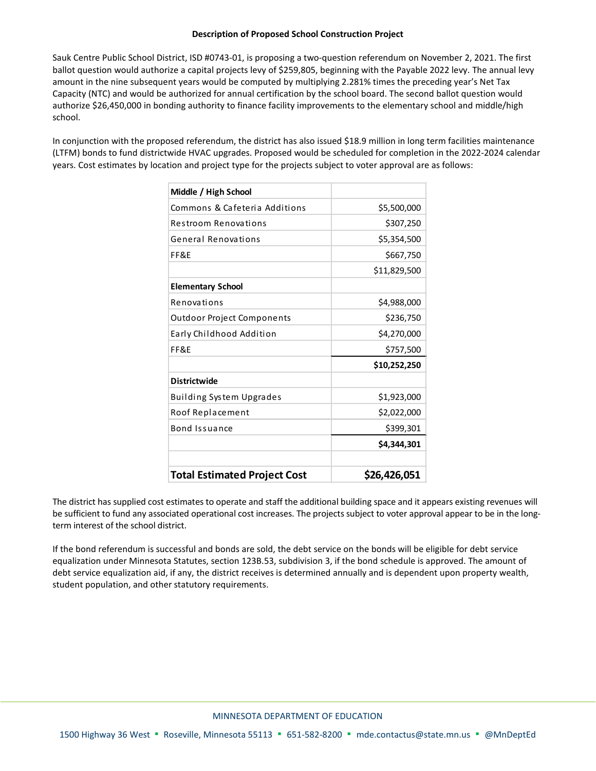### Description of Proposed School Construction Project

Sauk Centre Public School District, ISD #0743-01, is proposing a two-question referendum on November 2, 2021. The first ballot question would authorize a capital projects levy of $259,805, beginning with the Payable 2022 levy. The annual levy amount in the nine subsequent years would be computed by multiplying 2.281% times the preceding year's Net Tax Capacity (NTC) and would be authorized for annual certification by the school board. The second ballot question would authorize $26,450,000 in bonding authority to finance facility improvements to the elementary school and middle/high school.

In conjunction with the proposed referendum, the district has also issued $18.9 million in long term facilities maintenance (LTFM) bonds to fund districtwide HVAC upgrades. Proposed would be scheduled for completion in the 2022-2024 calendar years. Cost estimates by location and project type for the projects subject to voter approval are as follows:

| **Middle / High School** | |
|---|---|
| Commons & Cafeteria Additions | $5,500,000 |
| Restroom Renovations | $307,250 |
| General Renovations | $5,354,500 |
| FF&E | $667,750 |
| | $11,829,500 |
| **Elementary School** | |
| Renovations | $4,988,000 |
| Outdoor Project Components | $236,750 |
| Early Childhood Addition | $4,270,000 |
| FF&E | $757,500 |
| | **$10,252,250** |
| **Districtwide** | |
| Building System Upgrades | $1,923,000 |
| Roof Replacement | $2,022,000 |
| Bond Issuance | $399,301 |
| | **$4,344,301** |
| | |
| **Total Estimated Project Cost** | **$26,426,051** |

The district has supplied cost estimates to operate and staff the additional building space and it appears existing revenues will be sufficient to fund any associated operational cost increases. The projects subject to voter approval appear to be in the long-term interest of the school district.

If the bond referendum is successful and bonds are sold, the debt service on the bonds will be eligible for debt service equalization under Minnesota Statutes, section 123B.53, subdivision 3, if the bond schedule is approved. The amount of debt service equalization aid, if any, the district receives is determined annually and is dependent upon property wealth, student population, and other statutory requirements.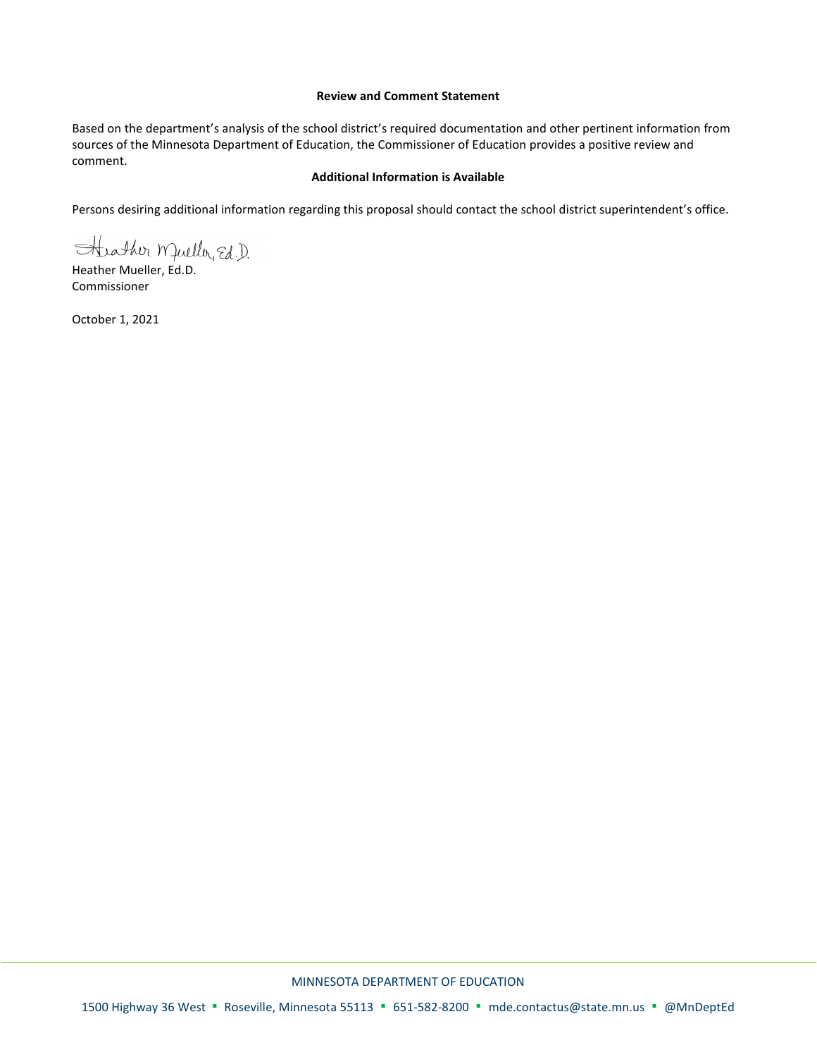**Review and Comment Statement**

Based on the department's analysis of the school district's required documentation and other pertinent information from sources of the Minnesota Department of Education, the Commissioner of Education provides a positive review and comment.

**Additional Information is Available**

Persons desiring additional information regarding this proposal should contact the school district superintendent's office.

Heather Mueller, Ed.D.
Commissioner

October 1, 2021